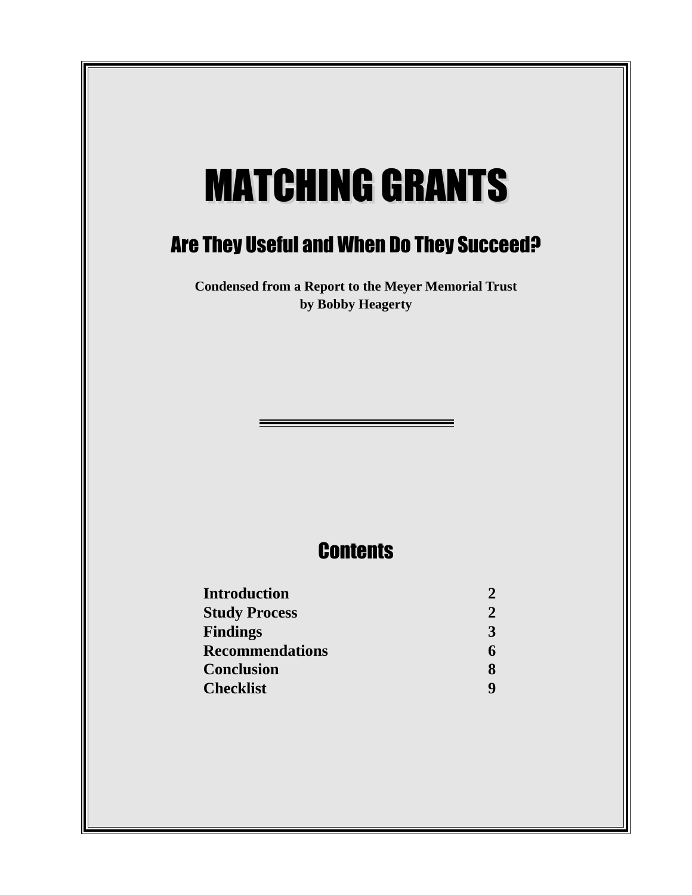# MATCHING GRANTS

## Are They Useful and When Do They Succeed?

**Condensed from a Report to the Meyer Memorial Trust**
**by Bobby Heagerty**

## Contents

| | |
|---|---|
| **Introduction** | **2** |
| **Study Process** | **2** |
| **Findings** | **3** |
| **Recommendations** | **6** |
| **Conclusion** | **8** |
| **Checklist** | **9** |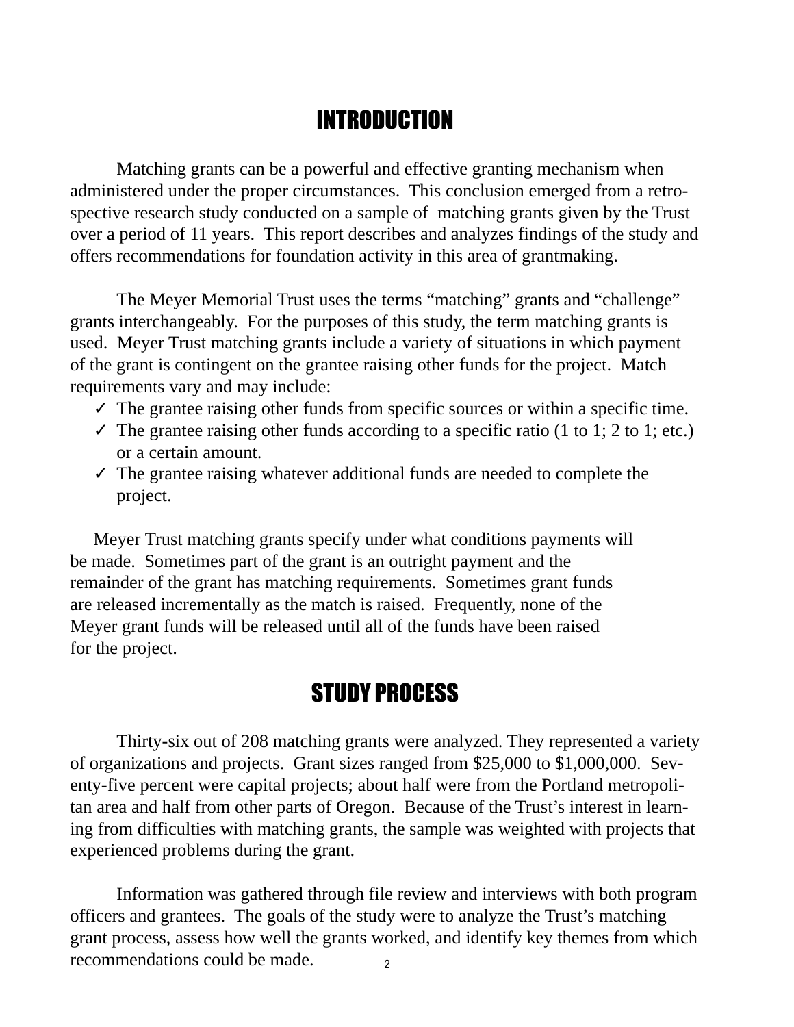# INTRODUCTION

Matching grants can be a powerful and effective granting mechanism when administered under the proper circumstances. This conclusion emerged from a retrospective research study conducted on a sample of matching grants given by the Trust over a period of 11 years. This report describes and analyzes findings of the study and offers recommendations for foundation activity in this area of grantmaking.

The Meyer Memorial Trust uses the terms "matching" grants and "challenge" grants interchangeably. For the purposes of this study, the term matching grants is used. Meyer Trust matching grants include a variety of situations in which payment of the grant is contingent on the grantee raising other funds for the project. Match requirements vary and may include:

- ✓ The grantee raising other funds from specific sources or within a specific time.
- ✓ The grantee raising other funds according to a specific ratio (1 to 1; 2 to 1; etc.) or a certain amount.
- ✓ The grantee raising whatever additional funds are needed to complete the project.

Meyer Trust matching grants specify under what conditions payments will be made. Sometimes part of the grant is an outright payment and the remainder of the grant has matching requirements. Sometimes grant funds are released incrementally as the match is raised. Frequently, none of the Meyer grant funds will be released until all of the funds have been raised for the project.

# STUDY PROCESS

Thirty-six out of 208 matching grants were analyzed. They represented a variety of organizations and projects. Grant sizes ranged from $25,000 to $1,000,000. Seventy-five percent were capital projects; about half were from the Portland metropolitan area and half from other parts of Oregon. Because of the Trust's interest in learning from difficulties with matching grants, the sample was weighted with projects that experienced problems during the grant.

Information was gathered through file review and interviews with both program officers and grantees. The goals of the study were to analyze the Trust's matching grant process, assess how well the grants worked, and identify key themes from which recommendations could be made.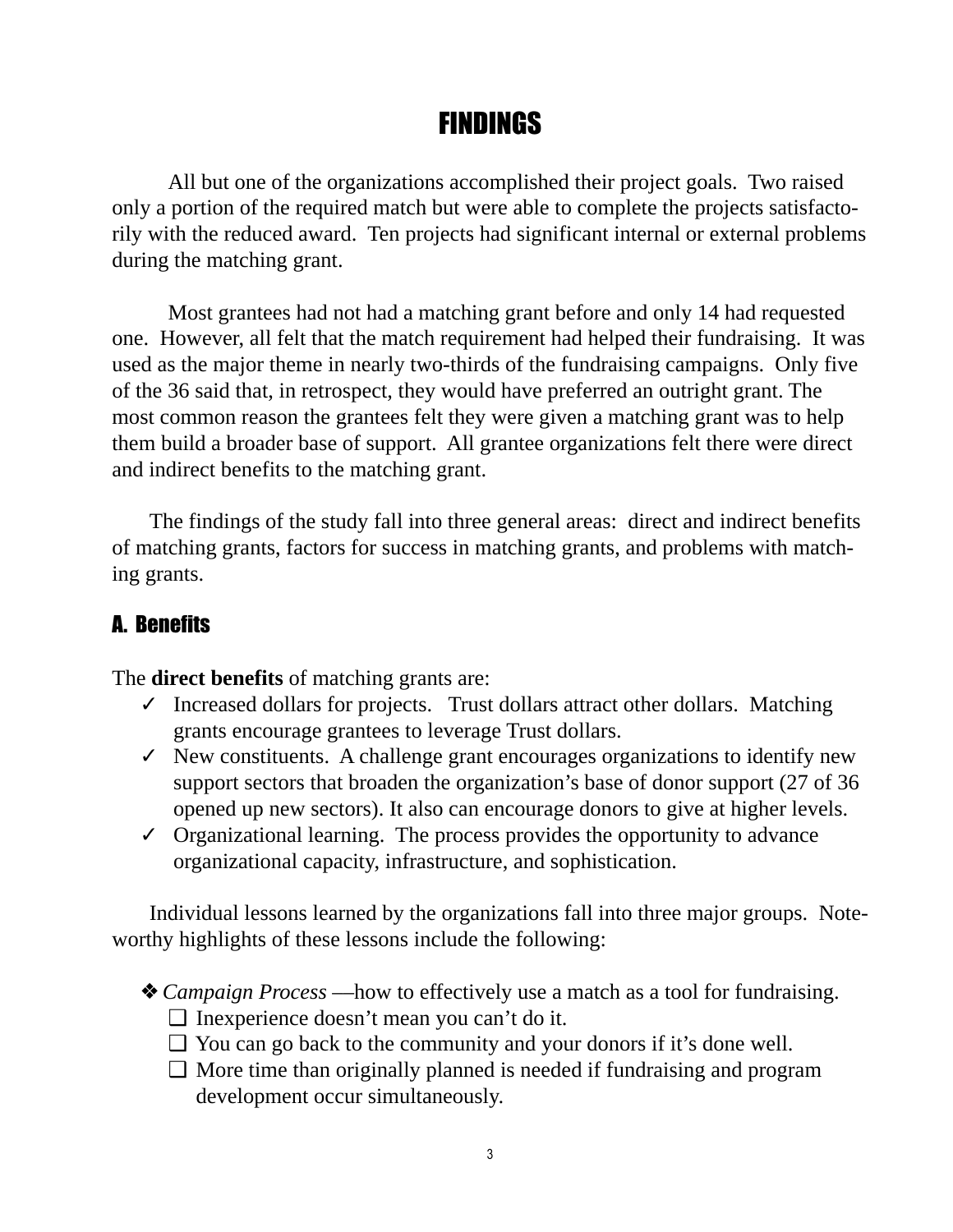# FINDINGS

All but one of the organizations accomplished their project goals. Two raised only a portion of the required match but were able to complete the projects satisfactorily with the reduced award. Ten projects had significant internal or external problems during the matching grant.

Most grantees had not had a matching grant before and only 14 had requested one. However, all felt that the match requirement had helped their fundraising. It was used as the major theme in nearly two-thirds of the fundraising campaigns. Only five of the 36 said that, in retrospect, they would have preferred an outright grant. The most common reason the grantees felt they were given a matching grant was to help them build a broader base of support. All grantee organizations felt there were direct and indirect benefits to the matching grant.

The findings of the study fall into three general areas: direct and indirect benefits of matching grants, factors for success in matching grants, and problems with matching grants.

## A. Benefits

The **direct benefits** of matching grants are:

- ✓ Increased dollars for projects. Trust dollars attract other dollars. Matching grants encourage grantees to leverage Trust dollars.
- ✓ New constituents. A challenge grant encourages organizations to identify new support sectors that broaden the organization's base of donor support (27 of 36 opened up new sectors). It also can encourage donors to give at higher levels.
- ✓ Organizational learning. The process provides the opportunity to advance organizational capacity, infrastructure, and sophistication.

Individual lessons learned by the organizations fall into three major groups. Noteworthy highlights of these lessons include the following:

- ❖ *Campaign Process* —how to effectively use a match as a tool for fundraising.
  - ❑ Inexperience doesn't mean you can't do it.
  - ❑ You can go back to the community and your donors if it's done well.
  - ❑ More time than originally planned is needed if fundraising and program development occur simultaneously.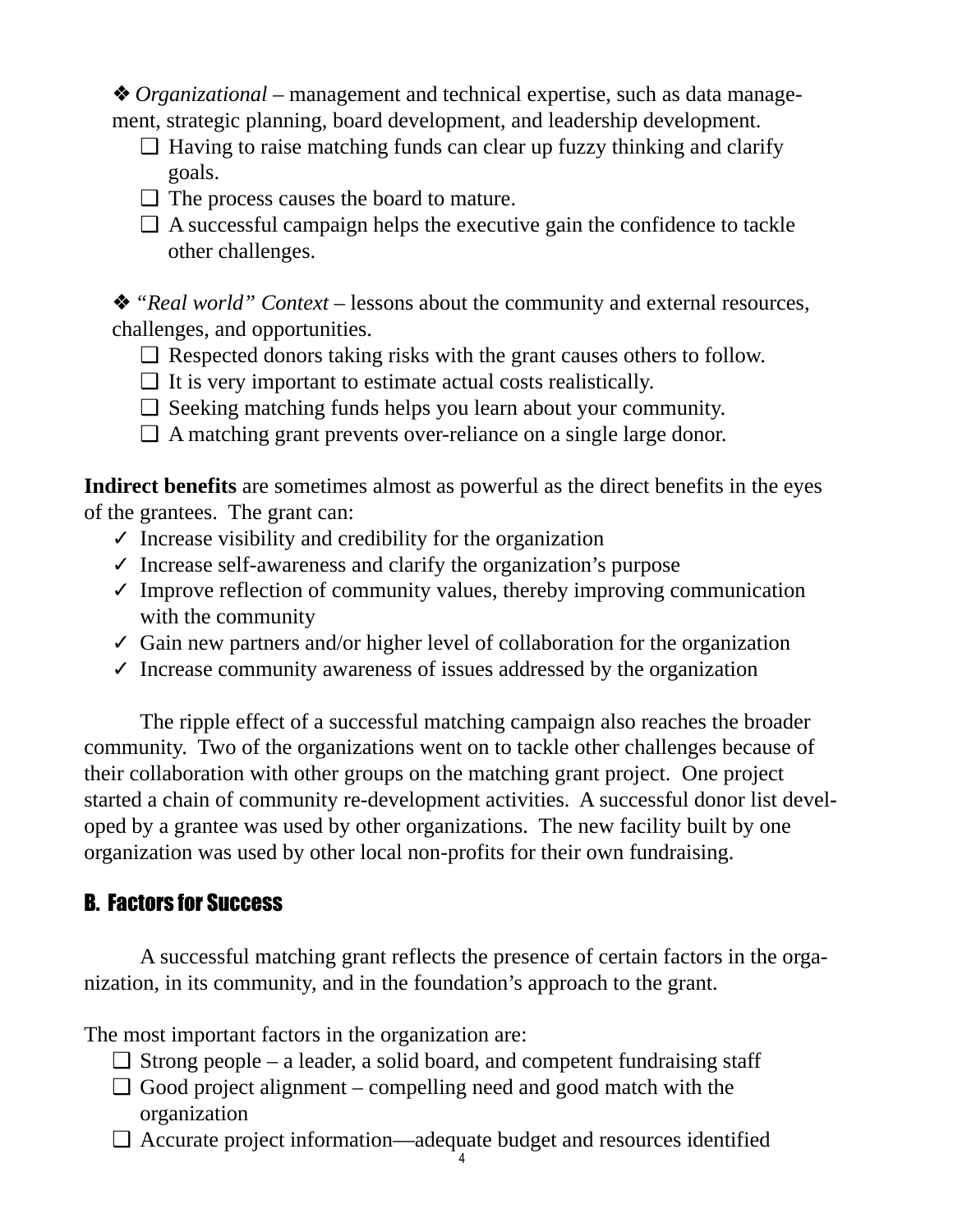❖ *Organizational* – management and technical expertise, such as data management, strategic planning, board development, and leadership development.

- ❑ Having to raise matching funds can clear up fuzzy thinking and clarify goals.
- ❑ The process causes the board to mature.
- ❑ A successful campaign helps the executive gain the confidence to tackle other challenges.

❖ *"Real world" Context* – lessons about the community and external resources, challenges, and opportunities.

- ❑ Respected donors taking risks with the grant causes others to follow.
- ❑ It is very important to estimate actual costs realistically.
- ❑ Seeking matching funds helps you learn about your community.
- ❑ A matching grant prevents over-reliance on a single large donor.

**Indirect benefits** are sometimes almost as powerful as the direct benefits in the eyes of the grantees. The grant can:

- ✓ Increase visibility and credibility for the organization
- ✓ Increase self-awareness and clarify the organization's purpose
- ✓ Improve reflection of community values, thereby improving communication with the community
- ✓ Gain new partners and/or higher level of collaboration for the organization
- ✓ Increase community awareness of issues addressed by the organization

The ripple effect of a successful matching campaign also reaches the broader community. Two of the organizations went on to tackle other challenges because of their collaboration with other groups on the matching grant project. One project started a chain of community re-development activities. A successful donor list developed by a grantee was used by other organizations. The new facility built by one organization was used by other local non-profits for their own fundraising.

## B. Factors for Success

A successful matching grant reflects the presence of certain factors in the organization, in its community, and in the foundation's approach to the grant.

The most important factors in the organization are:

- ❑ Strong people – a leader, a solid board, and competent fundraising staff
- ❑ Good project alignment – compelling need and good match with the organization
- ❑ Accurate project information—adequate budget and resources identified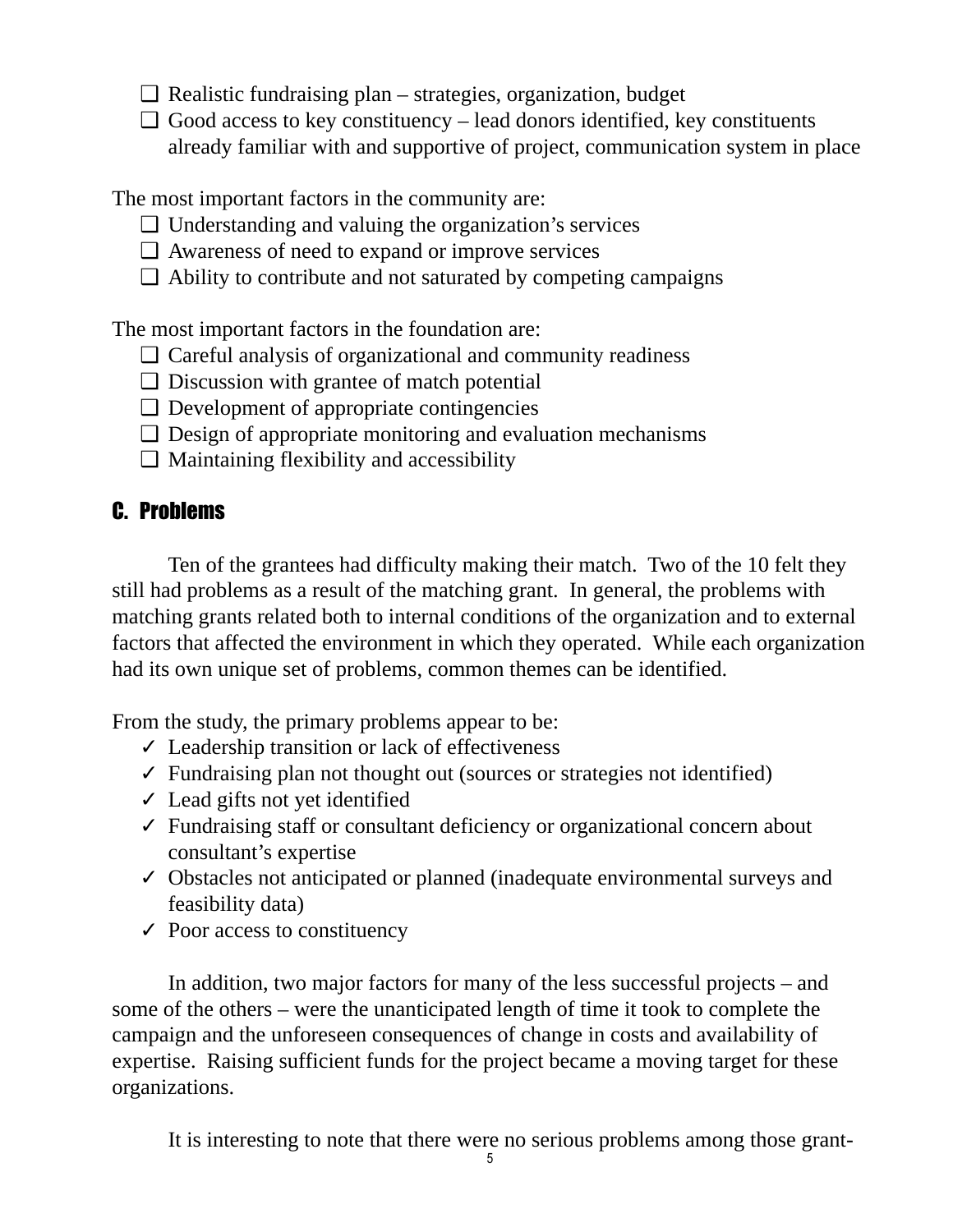- ❑ Realistic fundraising plan – strategies, organization, budget
- ❑ Good access to key constituency – lead donors identified, key constituents already familiar with and supportive of project, communication system in place

The most important factors in the community are:

- ❑ Understanding and valuing the organization's services
- ❑ Awareness of need to expand or improve services
- ❑ Ability to contribute and not saturated by competing campaigns

The most important factors in the foundation are:

- ❑ Careful analysis of organizational and community readiness
- ❑ Discussion with grantee of match potential
- ❑ Development of appropriate contingencies
- ❑ Design of appropriate monitoring and evaluation mechanisms
- ❑ Maintaining flexibility and accessibility

## C. Problems

Ten of the grantees had difficulty making their match. Two of the 10 felt they still had problems as a result of the matching grant. In general, the problems with matching grants related both to internal conditions of the organization and to external factors that affected the environment in which they operated. While each organization had its own unique set of problems, common themes can be identified.

From the study, the primary problems appear to be:

- ✓ Leadership transition or lack of effectiveness
- ✓ Fundraising plan not thought out (sources or strategies not identified)
- ✓ Lead gifts not yet identified
- ✓ Fundraising staff or consultant deficiency or organizational concern about consultant's expertise
- ✓ Obstacles not anticipated or planned (inadequate environmental surveys and feasibility data)
- ✓ Poor access to constituency

In addition, two major factors for many of the less successful projects – and some of the others – were the unanticipated length of time it took to complete the campaign and the unforeseen consequences of change in costs and availability of expertise. Raising sufficient funds for the project became a moving target for these organizations.

It is interesting to note that there were no serious problems among those grant-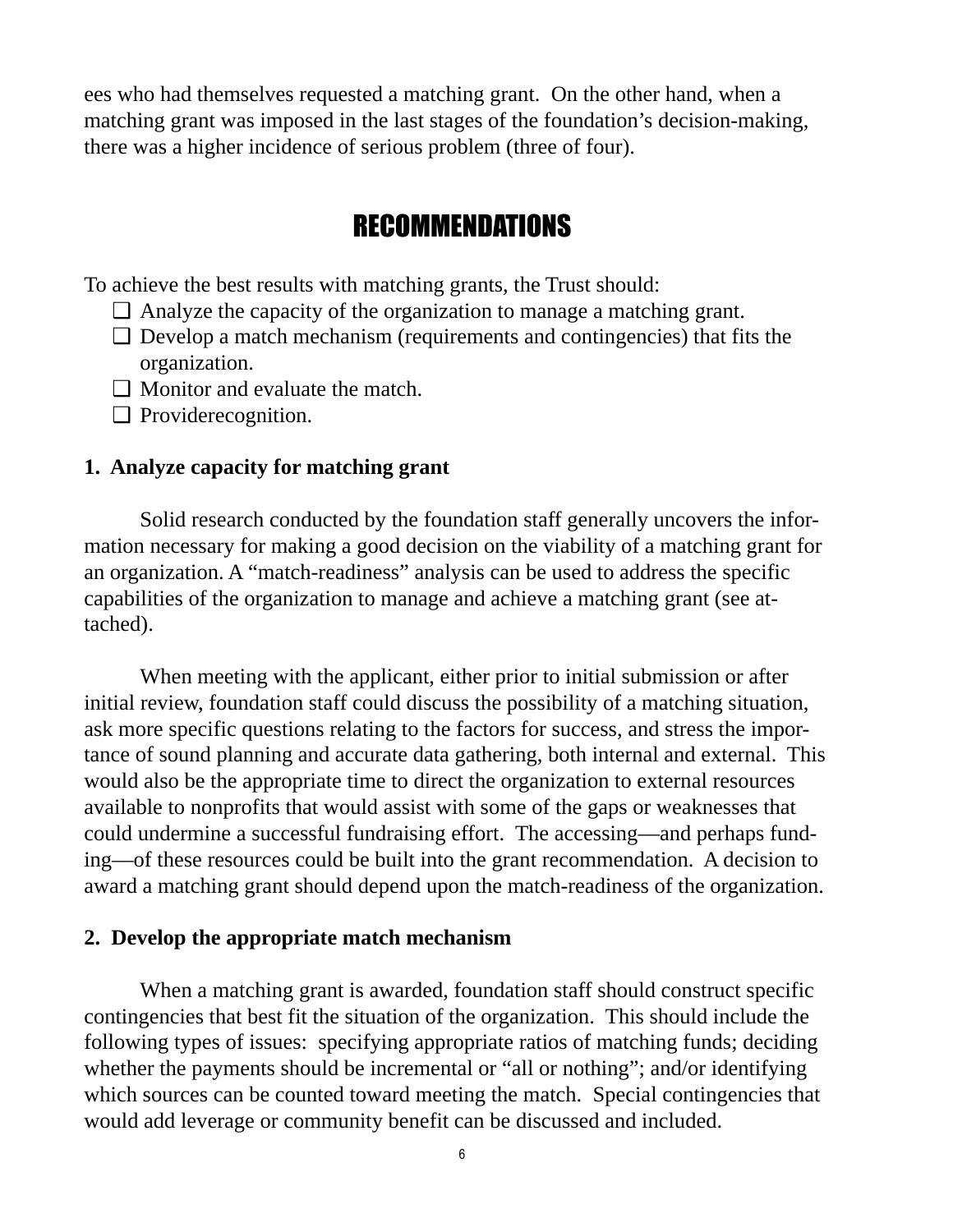ees who had themselves requested a matching grant. On the other hand, when a matching grant was imposed in the last stages of the foundation's decision-making, there was a higher incidence of serious problem (three of four).

# RECOMMENDATIONS

To achieve the best results with matching grants, the Trust should:

- ❑ Analyze the capacity of the organization to manage a matching grant.
- ❑ Develop a match mechanism (requirements and contingencies) that fits the organization.
- ❑ Monitor and evaluate the match.
- ❑ Providerecognition.

**1. Analyze capacity for matching grant**

Solid research conducted by the foundation staff generally uncovers the information necessary for making a good decision on the viability of a matching grant for an organization. A "match-readiness" analysis can be used to address the specific capabilities of the organization to manage and achieve a matching grant (see attached).

When meeting with the applicant, either prior to initial submission or after initial review, foundation staff could discuss the possibility of a matching situation, ask more specific questions relating to the factors for success, and stress the importance of sound planning and accurate data gathering, both internal and external. This would also be the appropriate time to direct the organization to external resources available to nonprofits that would assist with some of the gaps or weaknesses that could undermine a successful fundraising effort. The accessing—and perhaps funding—of these resources could be built into the grant recommendation. A decision to award a matching grant should depend upon the match-readiness of the organization.

**2. Develop the appropriate match mechanism**

When a matching grant is awarded, foundation staff should construct specific contingencies that best fit the situation of the organization. This should include the following types of issues: specifying appropriate ratios of matching funds; deciding whether the payments should be incremental or "all or nothing"; and/or identifying which sources can be counted toward meeting the match. Special contingencies that would add leverage or community benefit can be discussed and included.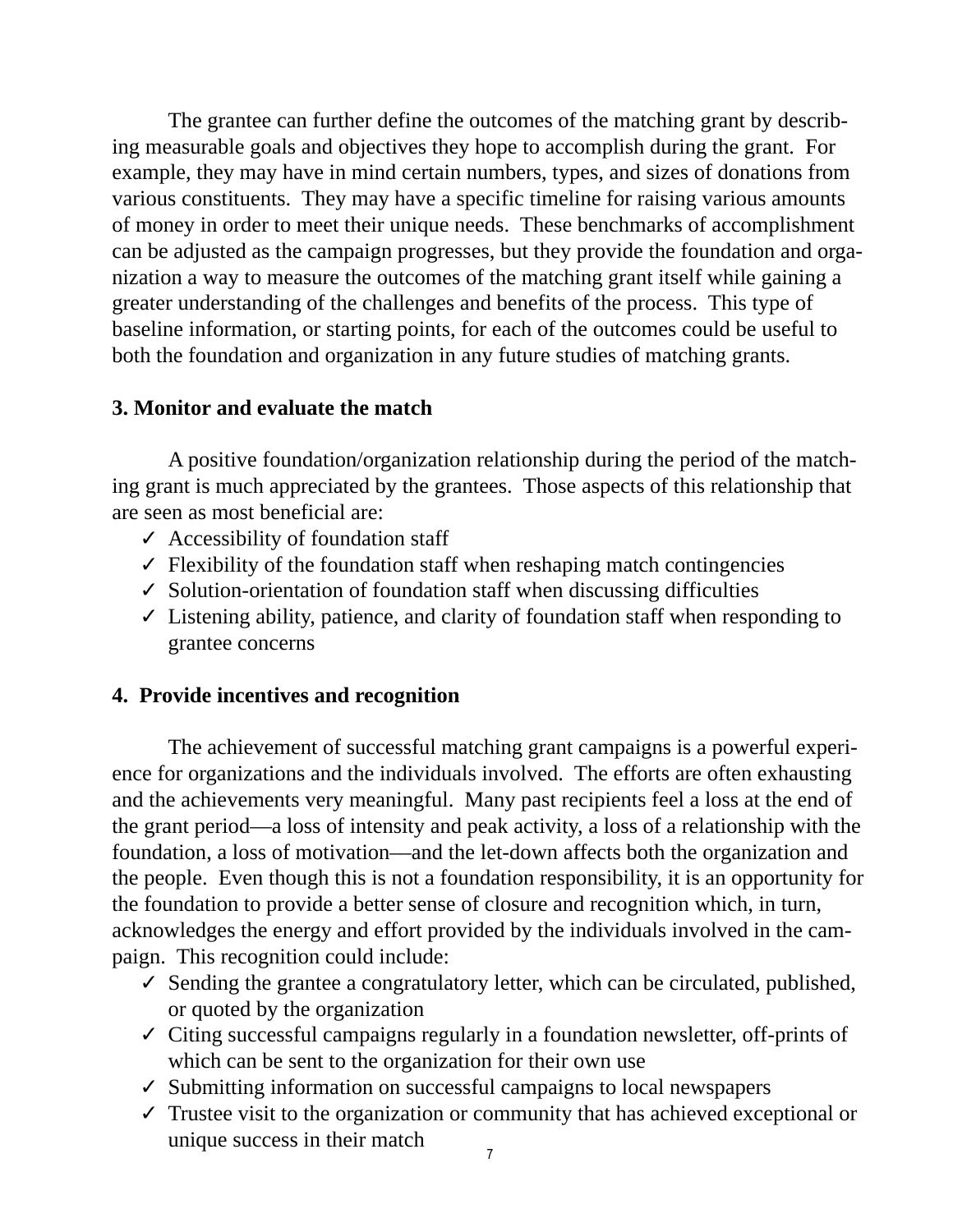The grantee can further define the outcomes of the matching grant by describing measurable goals and objectives they hope to accomplish during the grant. For example, they may have in mind certain numbers, types, and sizes of donations from various constituents. They may have a specific timeline for raising various amounts of money in order to meet their unique needs. These benchmarks of accomplishment can be adjusted as the campaign progresses, but they provide the foundation and organization a way to measure the outcomes of the matching grant itself while gaining a greater understanding of the challenges and benefits of the process. This type of baseline information, or starting points, for each of the outcomes could be useful to both the foundation and organization in any future studies of matching grants.

**3. Monitor and evaluate the match**

A positive foundation/organization relationship during the period of the matching grant is much appreciated by the grantees. Those aspects of this relationship that are seen as most beneficial are:

- ✓ Accessibility of foundation staff
- ✓ Flexibility of the foundation staff when reshaping match contingencies
- ✓ Solution-orientation of foundation staff when discussing difficulties
- ✓ Listening ability, patience, and clarity of foundation staff when responding to grantee concerns

**4. Provide incentives and recognition**

The achievement of successful matching grant campaigns is a powerful experience for organizations and the individuals involved. The efforts are often exhausting and the achievements very meaningful. Many past recipients feel a loss at the end of the grant period—a loss of intensity and peak activity, a loss of a relationship with the foundation, a loss of motivation—and the let-down affects both the organization and the people. Even though this is not a foundation responsibility, it is an opportunity for the foundation to provide a better sense of closure and recognition which, in turn, acknowledges the energy and effort provided by the individuals involved in the campaign. This recognition could include:

- ✓ Sending the grantee a congratulatory letter, which can be circulated, published, or quoted by the organization
- ✓ Citing successful campaigns regularly in a foundation newsletter, off-prints of which can be sent to the organization for their own use
- ✓ Submitting information on successful campaigns to local newspapers
- ✓ Trustee visit to the organization or community that has achieved exceptional or unique success in their match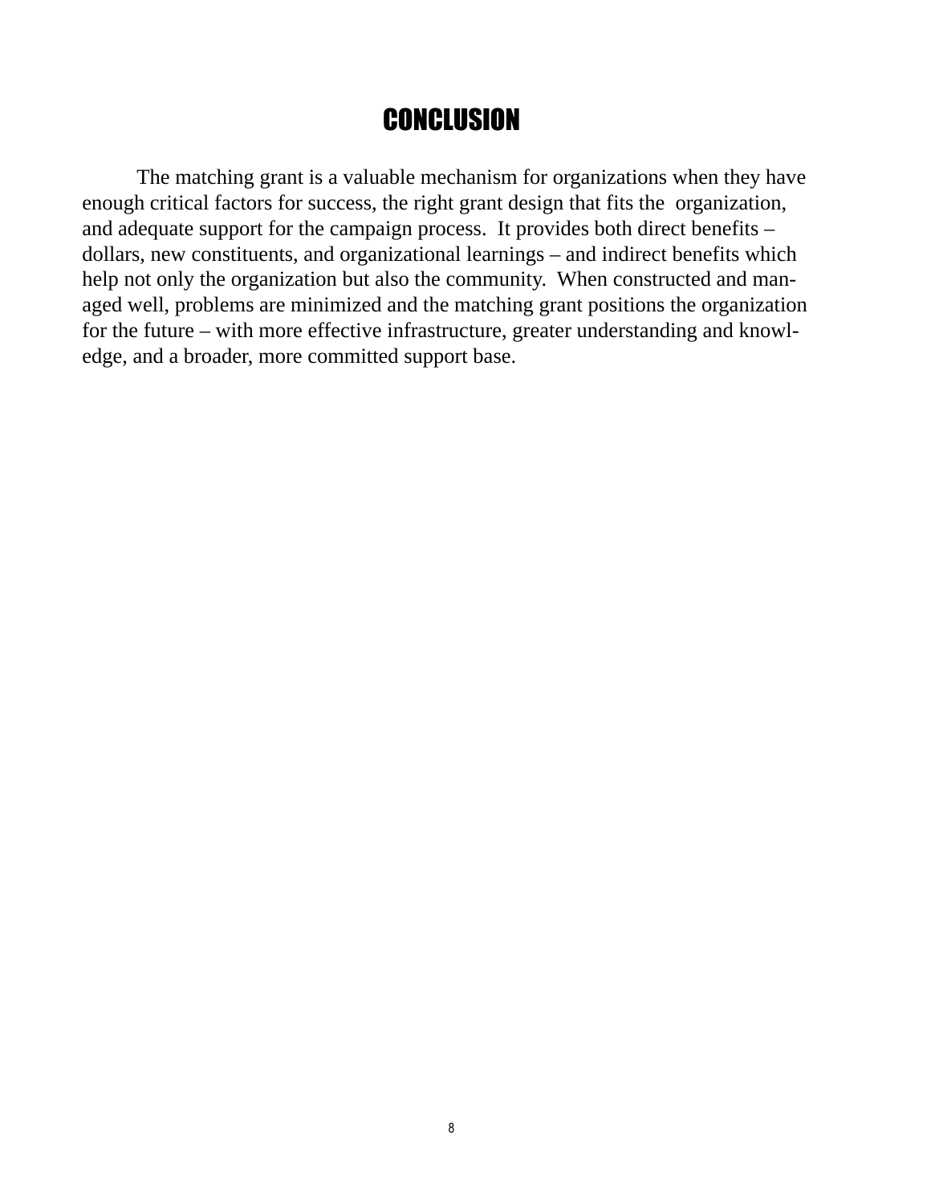# CONCLUSION

The matching grant is a valuable mechanism for organizations when they have enough critical factors for success, the right grant design that fits the organization, and adequate support for the campaign process. It provides both direct benefits – dollars, new constituents, and organizational learnings – and indirect benefits which help not only the organization but also the community. When constructed and managed well, problems are minimized and the matching grant positions the organization for the future – with more effective infrastructure, greater understanding and knowledge, and a broader, more committed support base.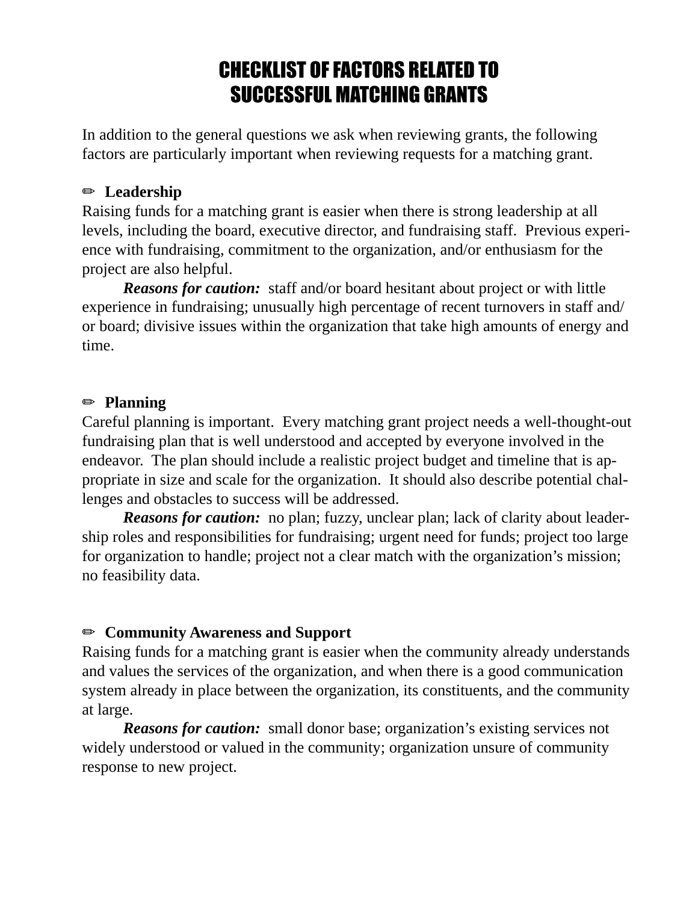# CHECKLIST OF FACTORS RELATED TO SUCCESSFUL MATCHING GRANTS

In addition to the general questions we ask when reviewing grants, the following factors are particularly important when reviewing requests for a matching grant.

✏ **Leadership**

Raising funds for a matching grant is easier when there is strong leadership at all levels, including the board, executive director, and fundraising staff. Previous experience with fundraising, commitment to the organization, and/or enthusiasm for the project are also helpful.

***Reasons for caution:*** staff and/or board hesitant about project or with little experience in fundraising; unusually high percentage of recent turnovers in staff and/or board; divisive issues within the organization that take high amounts of energy and time.

✏ **Planning**

Careful planning is important. Every matching grant project needs a well-thought-out fundraising plan that is well understood and accepted by everyone involved in the endeavor. The plan should include a realistic project budget and timeline that is appropriate in size and scale for the organization. It should also describe potential challenges and obstacles to success will be addressed.

***Reasons for caution:*** no plan; fuzzy, unclear plan; lack of clarity about leadership roles and responsibilities for fundraising; urgent need for funds; project too large for organization to handle; project not a clear match with the organization's mission; no feasibility data.

✏ **Community Awareness and Support**

Raising funds for a matching grant is easier when the community already understands and values the services of the organization, and when there is a good communication system already in place between the organization, its constituents, and the community at large.

***Reasons for caution:*** small donor base; organization's existing services not widely understood or valued in the community; organization unsure of community response to new project.